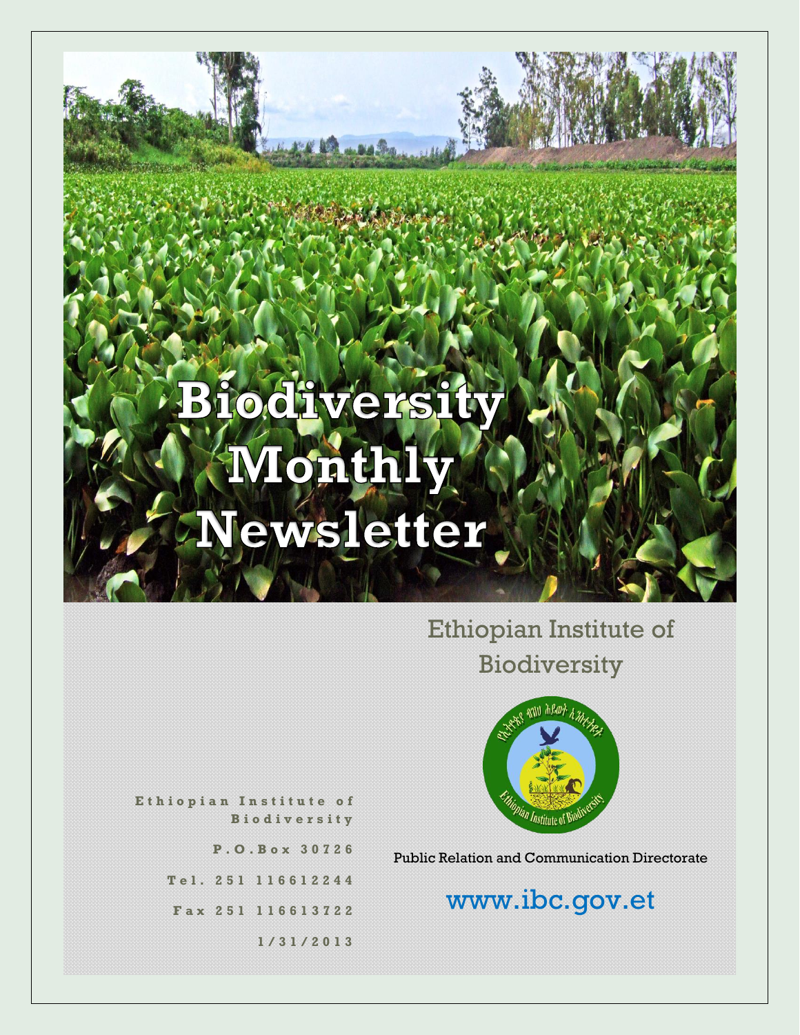# Biodiversity Monthly Newsletter

Ethiopian Institute of Biodiversity

Public Relation and Communication Directorate

www.ibc.gov.et

**Ethiopian Institute of Biodiversity**

**P.O.Box 30726**

**Tel. 251 116612244**

**Fax 251 116613722**

**1/31/2013**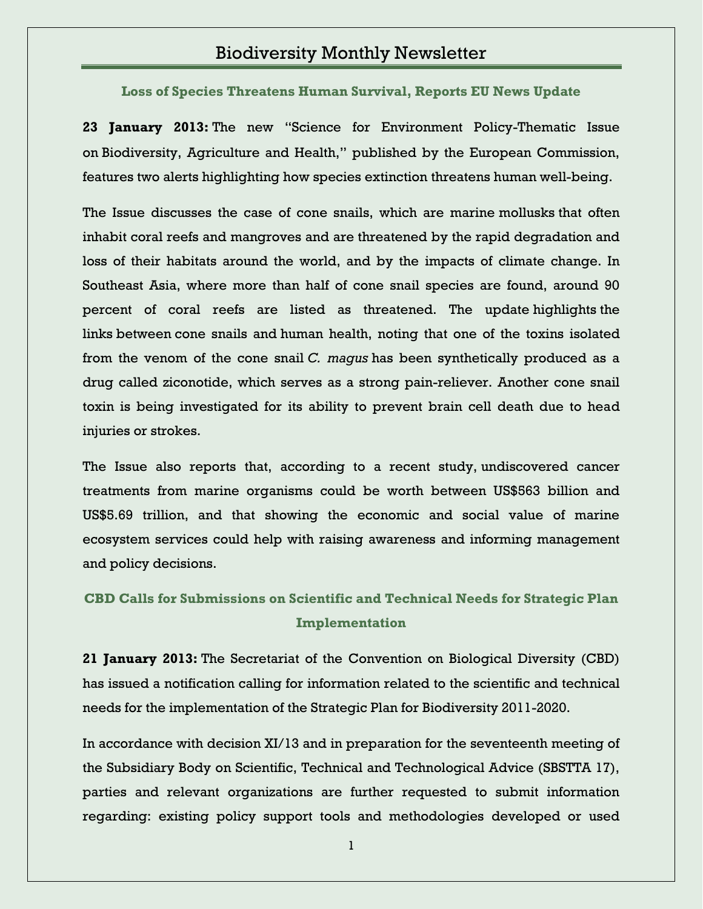# Biodiversity Monthly Newsletter

### Loss of Species Threatens Human Survival, Reports EU News Update

**23 January 2013:** The new "Science for Environment Policy-Thematic Issue on Biodiversity, Agriculture and Health," published by the European Commission, features two alerts highlighting how species extinction threatens human well-being.

The Issue discusses the case of cone snails, which are marine mollusks that often inhabit coral reefs and mangroves and are threatened by the rapid degradation and loss of their habitats around the world, and by the impacts of climate change. In Southeast Asia, where more than half of cone snail species are found, around 90 percent of coral reefs are listed as threatened. The update highlights the links between cone snails and human health, noting that one of the toxins isolated from the venom of the cone snail *C. magus* has been synthetically produced as a drug called ziconotide, which serves as a strong pain-reliever. Another cone snail toxin is being investigated for its ability to prevent brain cell death due to head injuries or strokes.

The Issue also reports that, according to a recent study, undiscovered cancer treatments from marine organisms could be worth between US$563 billion and US$5.69 trillion, and that showing the economic and social value of marine ecosystem services could help with raising awareness and informing management and policy decisions.

### CBD Calls for Submissions on Scientific and Technical Needs for Strategic Plan Implementation

**21 January 2013:** The Secretariat of the Convention on Biological Diversity (CBD) has issued a notification calling for information related to the scientific and technical needs for the implementation of the Strategic Plan for Biodiversity 2011-2020.

In accordance with decision XI/13 and in preparation for the seventeenth meeting of the Subsidiary Body on Scientific, Technical and Technological Advice (SBSTTA 17), parties and relevant organizations are further requested to submit information regarding: existing policy support tools and methodologies developed or used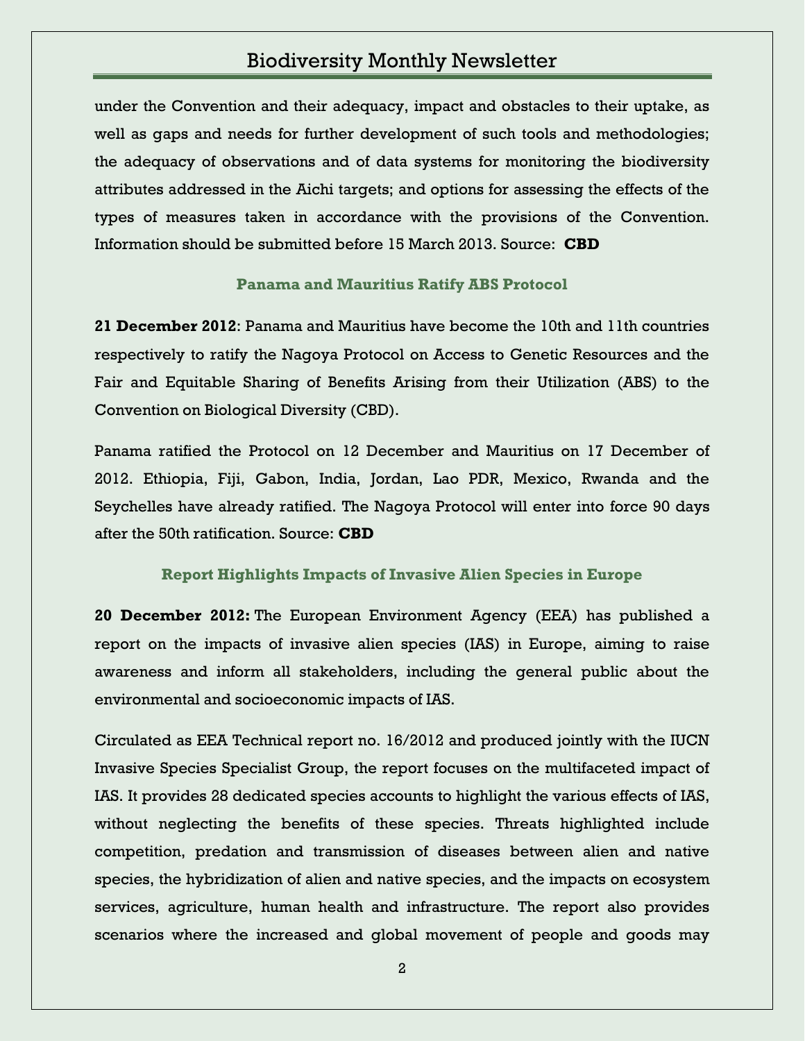under the Convention and their adequacy, impact and obstacles to their uptake, as well as gaps and needs for further development of such tools and methodologies; the adequacy of observations and of data systems for monitoring the biodiversity attributes addressed in the Aichi targets; and options for assessing the effects of the types of measures taken in accordance with the provisions of the Convention. Information should be submitted before 15 March 2013. Source: **CBD**

### Panama and Mauritius Ratify ABS Protocol

**21 December 2012**: Panama and Mauritius have become the 10th and 11th countries respectively to ratify the Nagoya Protocol on Access to Genetic Resources and the Fair and Equitable Sharing of Benefits Arising from their Utilization (ABS) to the Convention on Biological Diversity (CBD).

Panama ratified the Protocol on 12 December and Mauritius on 17 December of 2012. Ethiopia, Fiji, Gabon, India, Jordan, Lao PDR, Mexico, Rwanda and the Seychelles have already ratified. The Nagoya Protocol will enter into force 90 days after the 50th ratification. Source: **CBD**

### Report Highlights Impacts of Invasive Alien Species in Europe

**20 December 2012:** The European Environment Agency (EEA) has published a report on the impacts of invasive alien species (IAS) in Europe, aiming to raise awareness and inform all stakeholders, including the general public about the environmental and socioeconomic impacts of IAS.

Circulated as EEA Technical report no. 16/2012 and produced jointly with the IUCN Invasive Species Specialist Group, the report focuses on the multifaceted impact of IAS. It provides 28 dedicated species accounts to highlight the various effects of IAS, without neglecting the benefits of these species. Threats highlighted include competition, predation and transmission of diseases between alien and native species, the hybridization of alien and native species, and the impacts on ecosystem services, agriculture, human health and infrastructure. The report also provides scenarios where the increased and global movement of people and goods may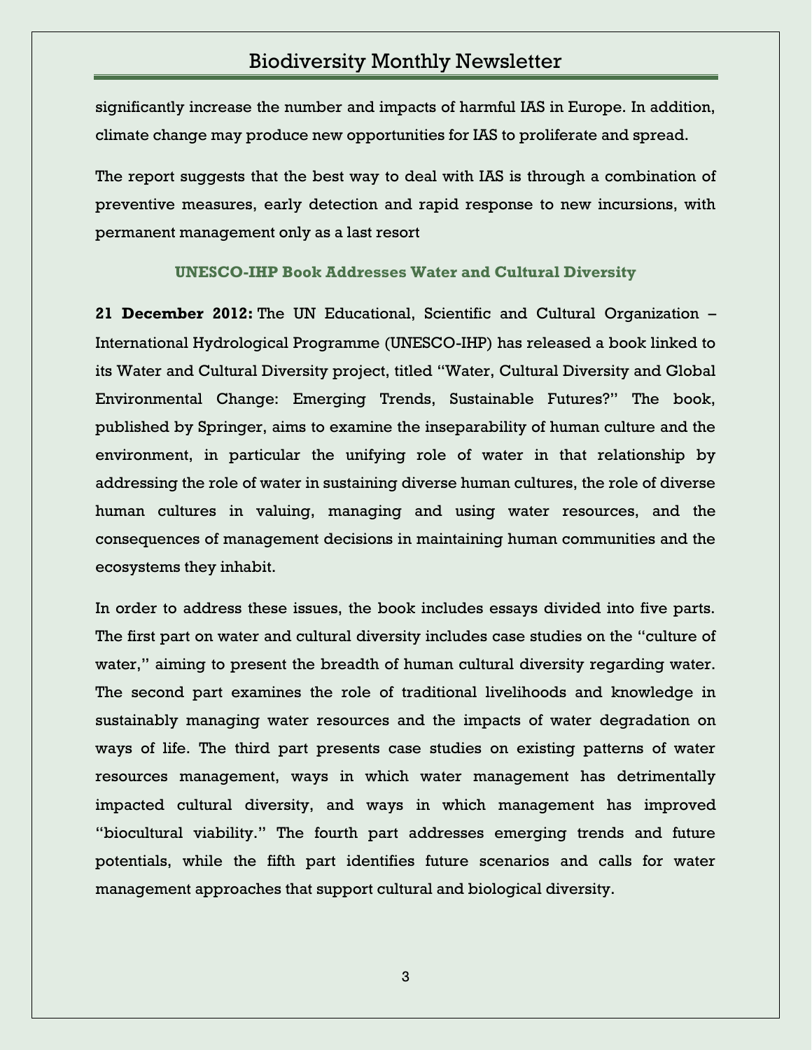significantly increase the number and impacts of harmful IAS in Europe. In addition, climate change may produce new opportunities for IAS to proliferate and spread.

The report suggests that the best way to deal with IAS is through a combination of preventive measures, early detection and rapid response to new incursions, with permanent management only as a last resort

### UNESCO-IHP Book Addresses Water and Cultural Diversity

**21 December 2012:** The UN Educational, Scientific and Cultural Organization – International Hydrological Programme (UNESCO-IHP) has released a book linked to its Water and Cultural Diversity project, titled "Water, Cultural Diversity and Global Environmental Change: Emerging Trends, Sustainable Futures?" The book, published by Springer, aims to examine the inseparability of human culture and the environment, in particular the unifying role of water in that relationship by addressing the role of water in sustaining diverse human cultures, the role of diverse human cultures in valuing, managing and using water resources, and the consequences of management decisions in maintaining human communities and the ecosystems they inhabit.

In order to address these issues, the book includes essays divided into five parts. The first part on water and cultural diversity includes case studies on the "culture of water," aiming to present the breadth of human cultural diversity regarding water. The second part examines the role of traditional livelihoods and knowledge in sustainably managing water resources and the impacts of water degradation on ways of life. The third part presents case studies on existing patterns of water resources management, ways in which water management has detrimentally impacted cultural diversity, and ways in which management has improved "biocultural viability." The fourth part addresses emerging trends and future potentials, while the fifth part identifies future scenarios and calls for water management approaches that support cultural and biological diversity.